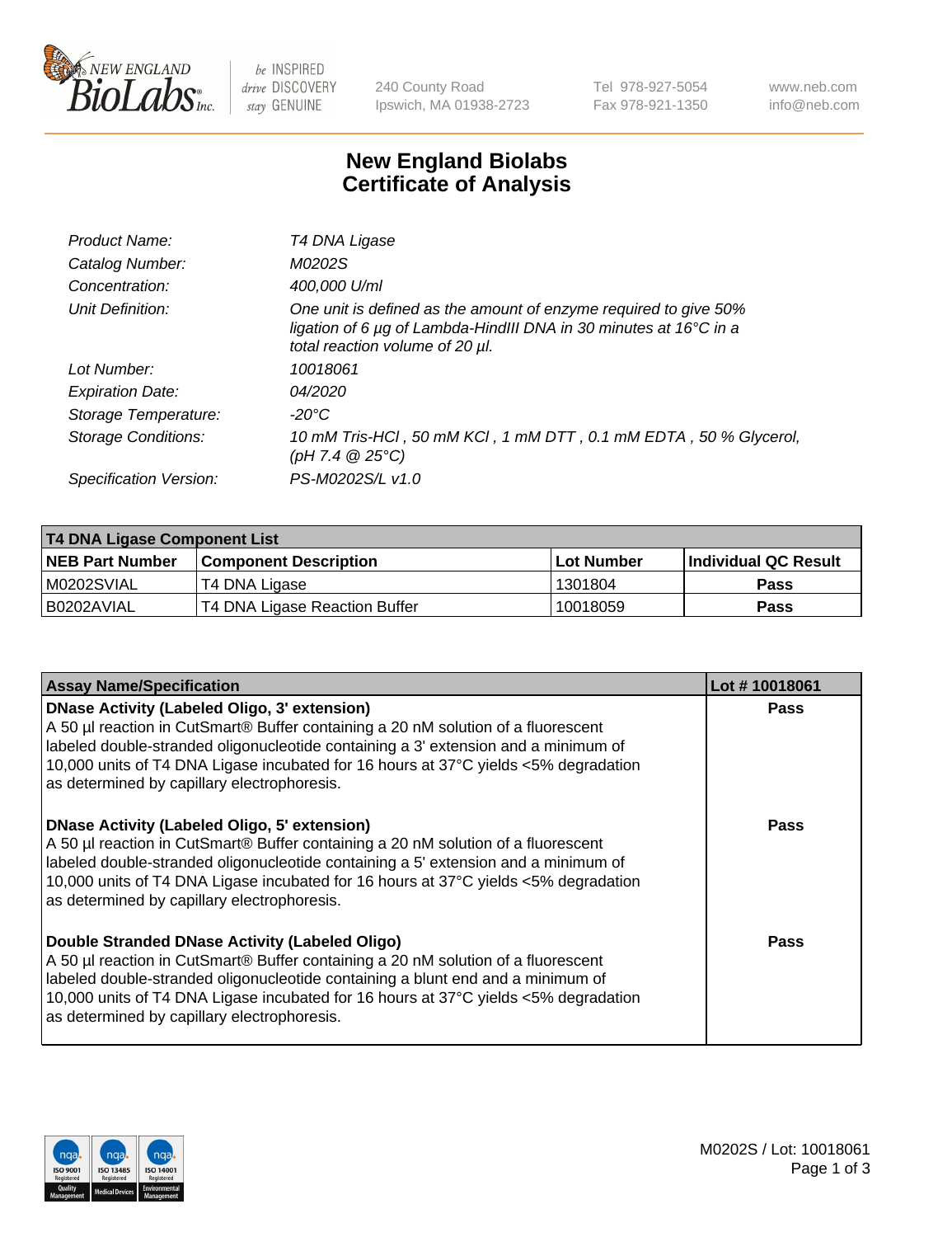240 County Road
Ipswich, MA 01938-2723

Tel 978-927-5054
Fax 978-921-1350

www.neb.com
info@neb.com

# New England Biolabs
# Certificate of Analysis

| | |
|---|---|
| *Product Name:* | *T4 DNA Ligase* |
| *Catalog Number:* | *M0202S* |
| *Concentration:* | *400,000 U/ml* |
| *Unit Definition:* | *One unit is defined as the amount of enzyme required to give 50% ligation of 6 µg of Lambda-HindIII DNA in 30 minutes at 16°C in a total reaction volume of 20 µl.* |
| *Lot Number:* | *10018061* |
| *Expiration Date:* | *04/2020* |
| *Storage Temperature:* | *-20°C* |
| *Storage Conditions:* | *10 mM Tris-HCl , 50 mM KCl , 1 mM DTT , 0.1 mM EDTA , 50 % Glycerol, (pH 7.4 @ 25°C)* |
| *Specification Version:* | *PS-M0202S/L v1.0* |

| T4 DNA Ligase Component List | | | |
|---|---|---|---|
| **NEB Part Number** | **Component Description** | **Lot Number** | **Individual QC Result** |
| M0202SVIAL | T4 DNA Ligase | 1301804 | **Pass** |
| B0202AVIAL | T4 DNA Ligase Reaction Buffer | 10018059 | **Pass** |

| Assay Name/Specification | Lot # 10018061 |
|---|---|
| **DNase Activity (Labeled Oligo, 3' extension)** A 50 µl reaction in CutSmart® Buffer containing a 20 nM solution of a fluorescent labeled double-stranded oligonucleotide containing a 3' extension and a minimum of 10,000 units of T4 DNA Ligase incubated for 16 hours at 37°C yields <5% degradation as determined by capillary electrophoresis. | **Pass** |
| **DNase Activity (Labeled Oligo, 5' extension)** A 50 µl reaction in CutSmart® Buffer containing a 20 nM solution of a fluorescent labeled double-stranded oligonucleotide containing a 5' extension and a minimum of 10,000 units of T4 DNA Ligase incubated for 16 hours at 37°C yields <5% degradation as determined by capillary electrophoresis. | **Pass** |
| **Double Stranded DNase Activity (Labeled Oligo)** A 50 µl reaction in CutSmart® Buffer containing a 20 nM solution of a fluorescent labeled double-stranded oligonucleotide containing a blunt end and a minimum of 10,000 units of T4 DNA Ligase incubated for 16 hours at 37°C yields <5% degradation as determined by capillary electrophoresis. | **Pass** |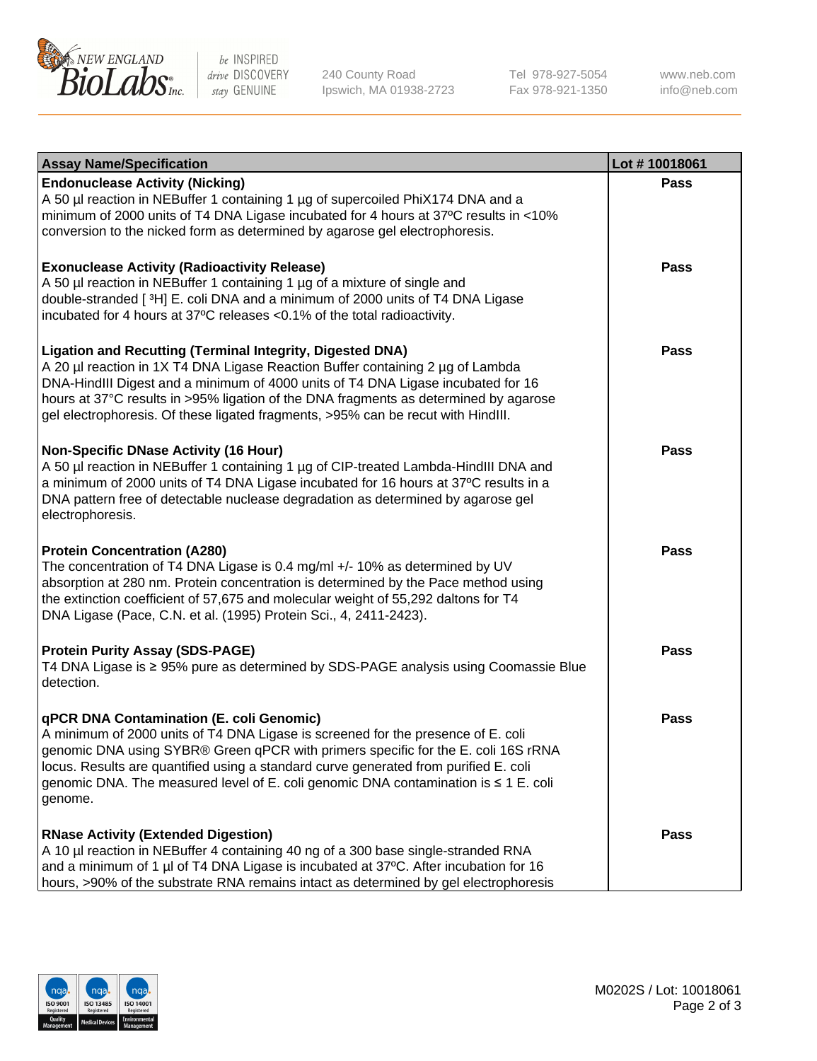| Assay Name/Specification | Lot # 10018061 |
|---|---|
| **Endonuclease Activity (Nicking)**<br>A 50 µl reaction in NEBuffer 1 containing 1 µg of supercoiled PhiX174 DNA and a minimum of 2000 units of T4 DNA Ligase incubated for 4 hours at 37ºC results in <10% conversion to the nicked form as determined by agarose gel electrophoresis. | Pass |
| **Exonuclease Activity (Radioactivity Release)**<br>A 50 µl reaction in NEBuffer 1 containing 1 µg of a mixture of single and double-stranded [ $^3$H] E. coli DNA and a minimum of 2000 units of T4 DNA Ligase incubated for 4 hours at 37ºC releases <0.1% of the total radioactivity. | Pass |
| **Ligation and Recutting (Terminal Integrity, Digested DNA)**<br>A 20 µl reaction in 1X T4 DNA Ligase Reaction Buffer containing 2 µg of Lambda DNA-HindIII Digest and a minimum of 4000 units of T4 DNA Ligase incubated for 16 hours at 37°C results in >95% ligation of the DNA fragments as determined by agarose gel electrophoresis. Of these ligated fragments, >95% can be recut with HindIII. | Pass |
| **Non-Specific DNase Activity (16 Hour)**<br>A 50 µl reaction in NEBuffer 1 containing 1 µg of CIP-treated Lambda-HindIII DNA and a minimum of 2000 units of T4 DNA Ligase incubated for 16 hours at 37ºC results in a DNA pattern free of detectable nuclease degradation as determined by agarose gel electrophoresis. | Pass |
| **Protein Concentration (A280)**<br>The concentration of T4 DNA Ligase is 0.4 mg/ml +/- 10% as determined by UV absorption at 280 nm. Protein concentration is determined by the Pace method using the extinction coefficient of 57,675 and molecular weight of 55,292 daltons for T4 DNA Ligase (Pace, C.N. et al. (1995) Protein Sci., 4, 2411-2423). | Pass |
| **Protein Purity Assay (SDS-PAGE)**<br>T4 DNA Ligase is ≥ 95% pure as determined by SDS-PAGE analysis using Coomassie Blue detection. | Pass |
| **qPCR DNA Contamination (E. coli Genomic)**<br>A minimum of 2000 units of T4 DNA Ligase is screened for the presence of E. coli genomic DNA using SYBR® Green qPCR with primers specific for the E. coli 16S rRNA locus. Results are quantified using a standard curve generated from purified E. coli genomic DNA. The measured level of E. coli genomic DNA contamination is ≤ 1 E. coli genome. | Pass |
| **RNase Activity (Extended Digestion)**<br>A 10 µl reaction in NEBuffer 4 containing 40 ng of a 300 base single-stranded RNA and a minimum of 1 µl of T4 DNA Ligase is incubated at 37ºC. After incubation for 16 hours, >90% of the substrate RNA remains intact as determined by gel electrophoresis | Pass |

M0202S / Lot: 10018061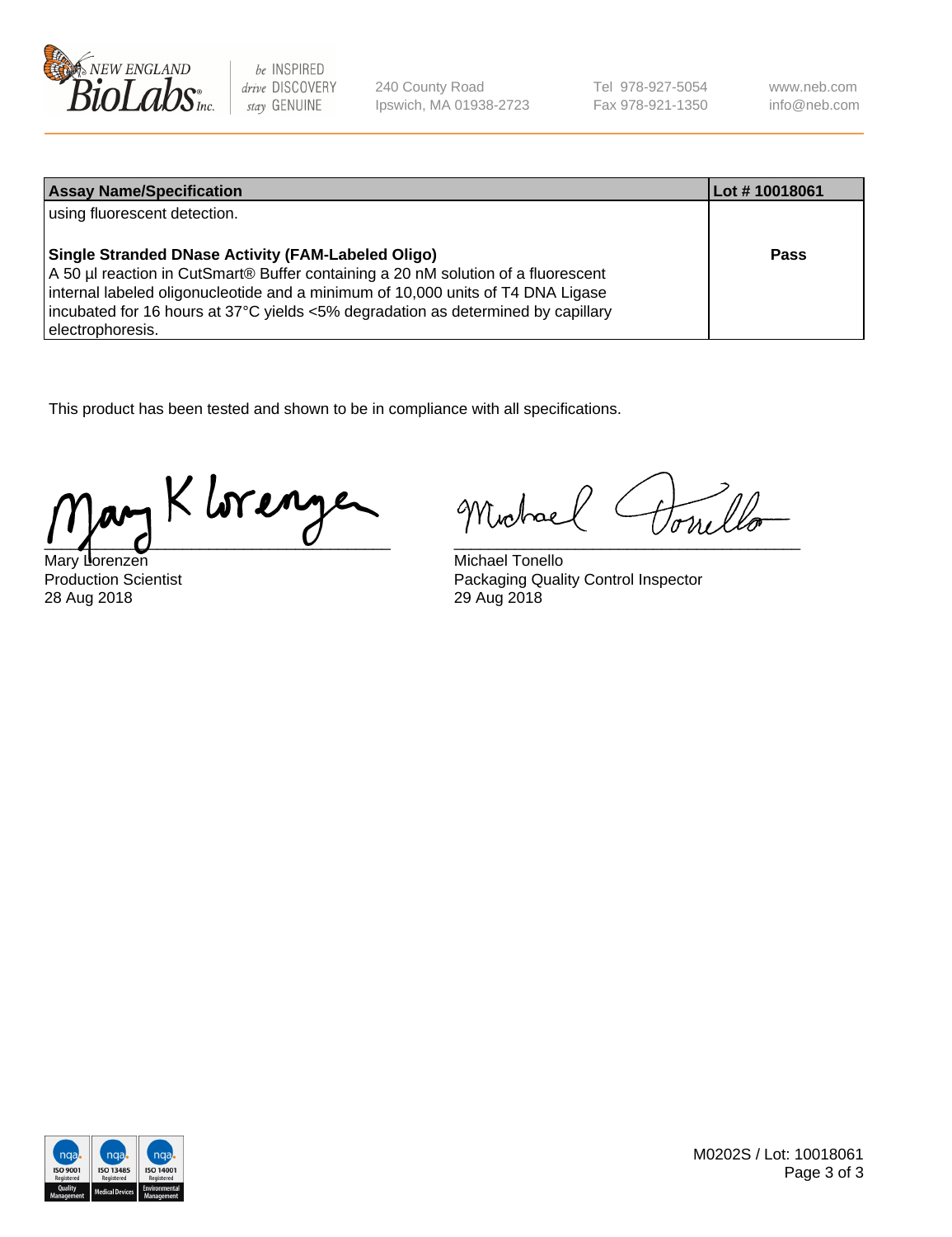| Assay Name/Specification | Lot # 10018061 |
| --- | --- |
| using fluorescent detection. | |
| **Single Stranded DNase Activity (FAM-Labeled Oligo)**<br>A 50 µl reaction in CutSmart® Buffer containing a 20 nM solution of a fluorescent internal labeled oligonucleotide and a minimum of 10,000 units of T4 DNA Ligase incubated for 16 hours at 37°C yields <5% degradation as determined by capillary electrophoresis. | **Pass** |

This product has been tested and shown to be in compliance with all specifications.

Mary Lorenzen
Production Scientist
28 Aug 2018

Michael Tonello
Packaging Quality Control Inspector
29 Aug 2018

M0202S / Lot: 10018061